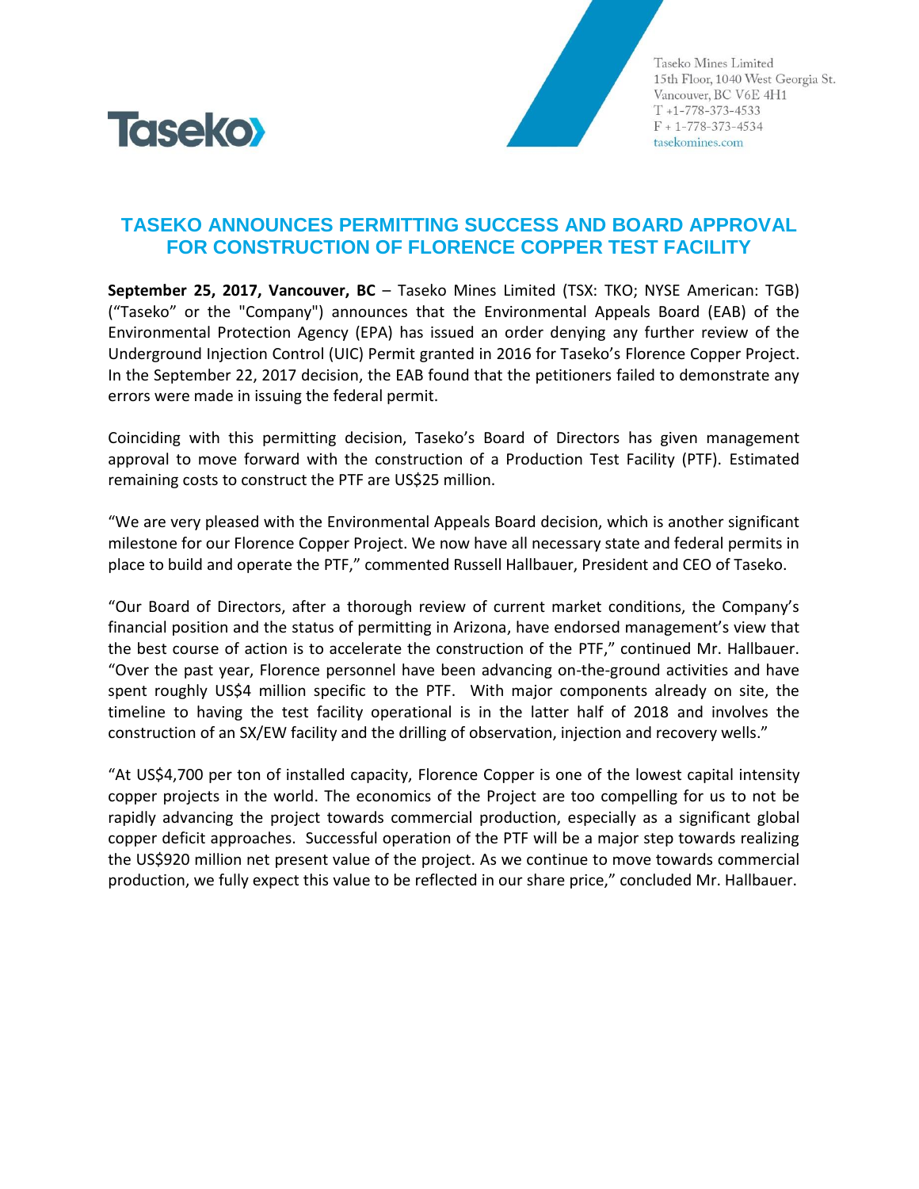Taseko Mines Limited
15th Floor, 1040 West Georgia St.
Vancouver, BC V6E 4H1
T +1-778-373-4533
F + 1-778-373-4534
tasekomines.com

# TASEKO ANNOUNCES PERMITTING SUCCESS AND BOARD APPROVAL FOR CONSTRUCTION OF FLORENCE COPPER TEST FACILITY

**September 25, 2017, Vancouver, BC** – Taseko Mines Limited (TSX: TKO; NYSE American: TGB) ("Taseko" or the "Company") announces that the Environmental Appeals Board (EAB) of the Environmental Protection Agency (EPA) has issued an order denying any further review of the Underground Injection Control (UIC) Permit granted in 2016 for Taseko's Florence Copper Project. In the September 22, 2017 decision, the EAB found that the petitioners failed to demonstrate any errors were made in issuing the federal permit.

Coinciding with this permitting decision, Taseko's Board of Directors has given management approval to move forward with the construction of a Production Test Facility (PTF). Estimated remaining costs to construct the PTF are US$25 million.

"We are very pleased with the Environmental Appeals Board decision, which is another significant milestone for our Florence Copper Project. We now have all necessary state and federal permits in place to build and operate the PTF," commented Russell Hallbauer, President and CEO of Taseko.

"Our Board of Directors, after a thorough review of current market conditions, the Company's financial position and the status of permitting in Arizona, have endorsed management's view that the best course of action is to accelerate the construction of the PTF," continued Mr. Hallbauer. "Over the past year, Florence personnel have been advancing on-the-ground activities and have spent roughly US$4 million specific to the PTF. With major components already on site, the timeline to having the test facility operational is in the latter half of 2018 and involves the construction of an SX/EW facility and the drilling of observation, injection and recovery wells."

"At US$4,700 per ton of installed capacity, Florence Copper is one of the lowest capital intensity copper projects in the world. The economics of the Project are too compelling for us to not be rapidly advancing the project towards commercial production, especially as a significant global copper deficit approaches. Successful operation of the PTF will be a major step towards realizing the US$920 million net present value of the project. As we continue to move towards commercial production, we fully expect this value to be reflected in our share price," concluded Mr. Hallbauer.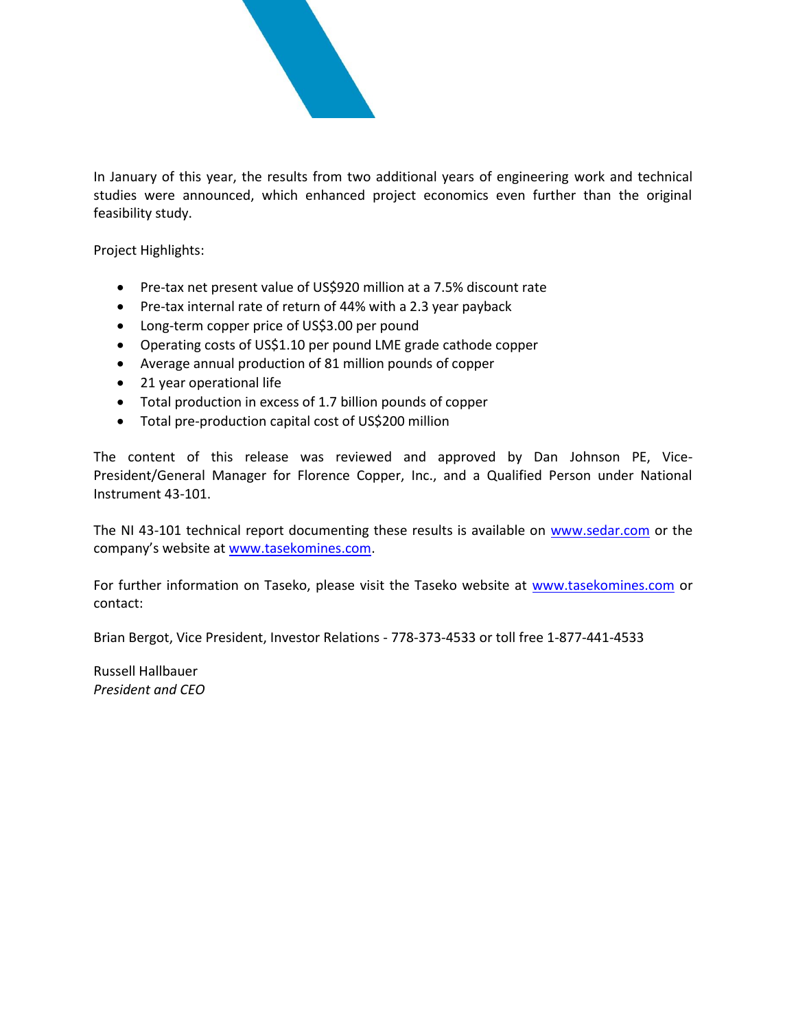In January of this year, the results from two additional years of engineering work and technical studies were announced, which enhanced project economics even further than the original feasibility study.

Project Highlights:

- Pre-tax net present value of US$920 million at a 7.5% discount rate
- Pre-tax internal rate of return of 44% with a 2.3 year payback
- Long-term copper price of US$3.00 per pound
- Operating costs of US$1.10 per pound LME grade cathode copper
- Average annual production of 81 million pounds of copper
- 21 year operational life
- Total production in excess of 1.7 billion pounds of copper
- Total pre-production capital cost of US$200 million

The content of this release was reviewed and approved by Dan Johnson PE, Vice-President/General Manager for Florence Copper, Inc., and a Qualified Person under National Instrument 43-101.

The NI 43-101 technical report documenting these results is available on www.sedar.com or the company's website at www.tasekomines.com.

For further information on Taseko, please visit the Taseko website at www.tasekomines.com or contact:

Brian Bergot, Vice President, Investor Relations - 778-373-4533 or toll free 1-877-441-4533

Russell Hallbauer
*President and CEO*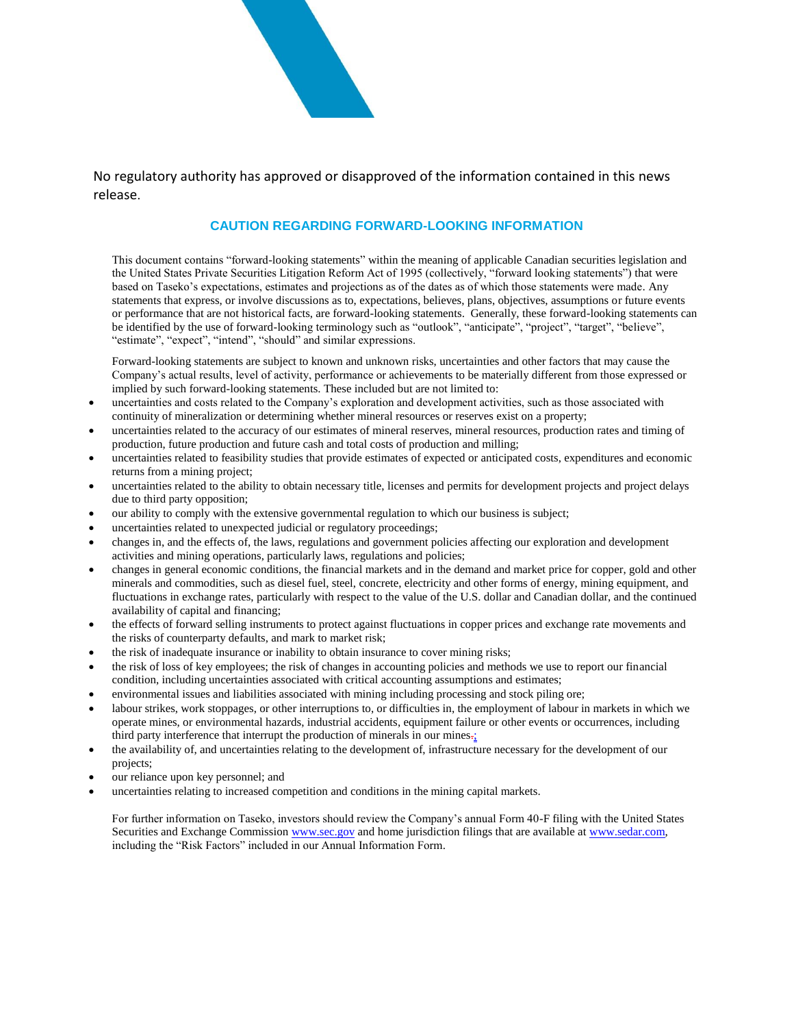No regulatory authority has approved or disapproved of the information contained in this news release.

## CAUTION REGARDING FORWARD-LOOKING INFORMATION

This document contains "forward-looking statements" within the meaning of applicable Canadian securities legislation and the United States Private Securities Litigation Reform Act of 1995 (collectively, "forward looking statements") that were based on Taseko's expectations, estimates and projections as of the dates as of which those statements were made. Any statements that express, or involve discussions as to, expectations, believes, plans, objectives, assumptions or future events or performance that are not historical facts, are forward-looking statements. Generally, these forward-looking statements can be identified by the use of forward-looking terminology such as "outlook", "anticipate", "project", "target", "believe", "estimate", "expect", "intend", "should" and similar expressions.

Forward-looking statements are subject to known and unknown risks, uncertainties and other factors that may cause the Company's actual results, level of activity, performance or achievements to be materially different from those expressed or implied by such forward-looking statements. These included but are not limited to:

- uncertainties and costs related to the Company's exploration and development activities, such as those associated with continuity of mineralization or determining whether mineral resources or reserves exist on a property;
- uncertainties related to the accuracy of our estimates of mineral reserves, mineral resources, production rates and timing of production, future production and future cash and total costs of production and milling;
- uncertainties related to feasibility studies that provide estimates of expected or anticipated costs, expenditures and economic returns from a mining project;
- uncertainties related to the ability to obtain necessary title, licenses and permits for development projects and project delays due to third party opposition;
- our ability to comply with the extensive governmental regulation to which our business is subject;
- uncertainties related to unexpected judicial or regulatory proceedings;
- changes in, and the effects of, the laws, regulations and government policies affecting our exploration and development activities and mining operations, particularly laws, regulations and policies;
- changes in general economic conditions, the financial markets and in the demand and market price for copper, gold and other minerals and commodities, such as diesel fuel, steel, concrete, electricity and other forms of energy, mining equipment, and fluctuations in exchange rates, particularly with respect to the value of the U.S. dollar and Canadian dollar, and the continued availability of capital and financing;
- the effects of forward selling instruments to protect against fluctuations in copper prices and exchange rate movements and the risks of counterparty defaults, and mark to market risk;
- the risk of inadequate insurance or inability to obtain insurance to cover mining risks;
- the risk of loss of key employees; the risk of changes in accounting policies and methods we use to report our financial condition, including uncertainties associated with critical accounting assumptions and estimates;
- environmental issues and liabilities associated with mining including processing and stock piling ore;
- labour strikes, work stoppages, or other interruptions to, or difficulties in, the employment of labour in markets in which we operate mines, or environmental hazards, industrial accidents, equipment failure or other events or occurrences, including third party interference that interrupt the production of minerals in our mines.;
- the availability of, and uncertainties relating to the development of, infrastructure necessary for the development of our projects;
- our reliance upon key personnel; and
- uncertainties relating to increased competition and conditions in the mining capital markets.

For further information on Taseko, investors should review the Company's annual Form 40-F filing with the United States Securities and Exchange Commission www.sec.gov and home jurisdiction filings that are available at www.sedar.com, including the "Risk Factors" included in our Annual Information Form.